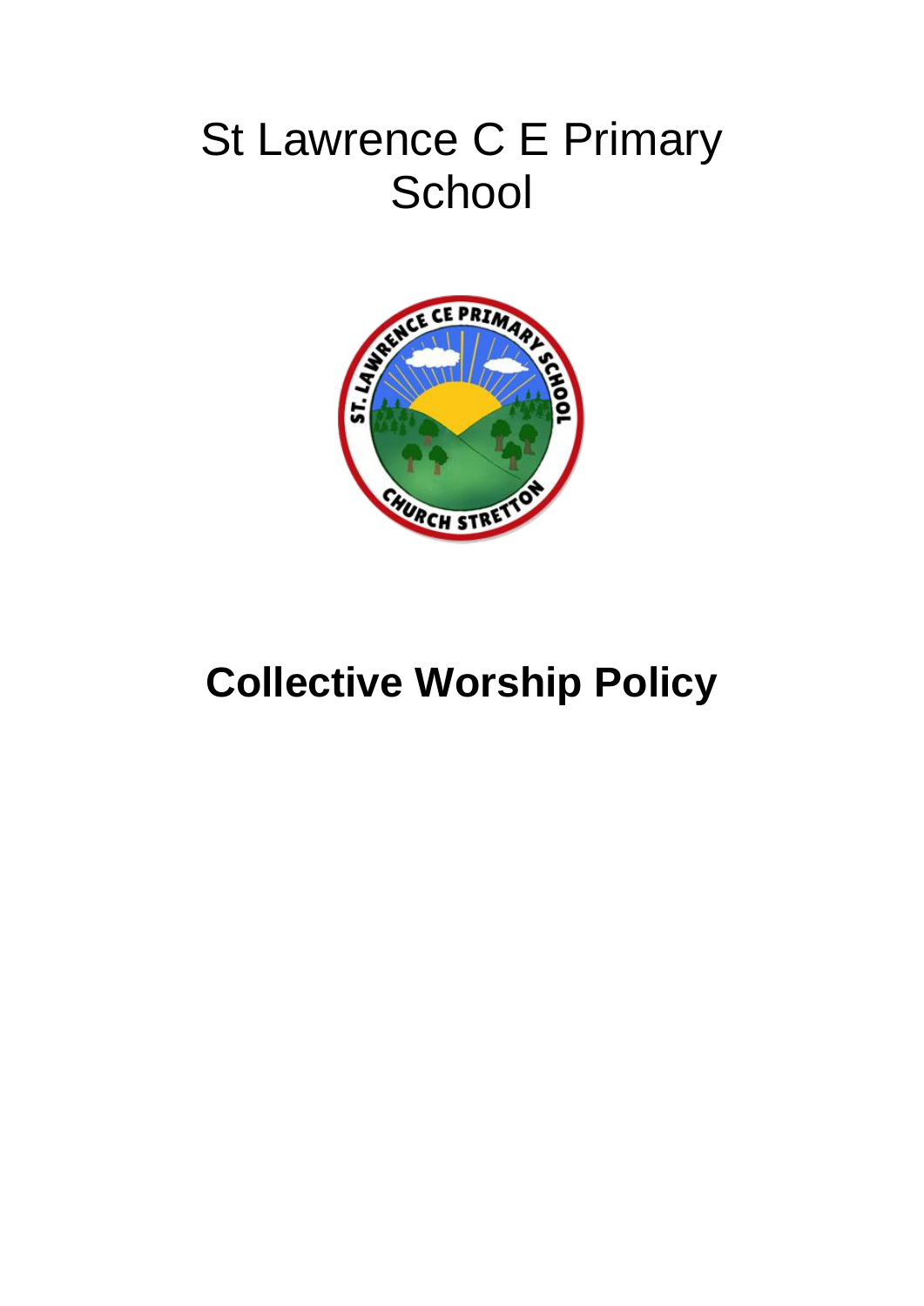# St Lawrence C E Primary School

# Collective Worship Policy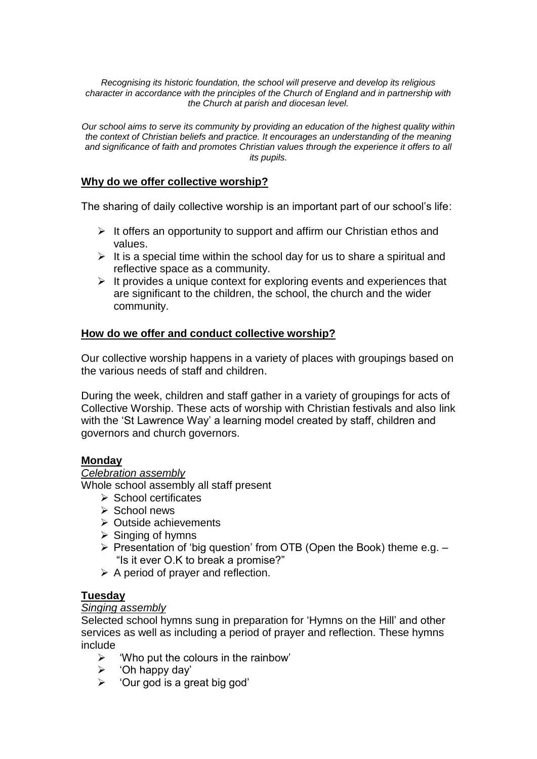*Recognising its historic foundation, the school will preserve and develop its religious character in accordance with the principles of the Church of England and in partnership with the Church at parish and diocesan level.*

*Our school aims to serve its community by providing an education of the highest quality within the context of Christian beliefs and practice. It encourages an understanding of the meaning and significance of faith and promotes Christian values through the experience it offers to all its pupils.*

## Why do we offer collective worship?

The sharing of daily collective worship is an important part of our school's life:

- It offers an opportunity to support and affirm our Christian ethos and values.
- It is a special time within the school day for us to share a spiritual and reflective space as a community.
- It provides a unique context for exploring events and experiences that are significant to the children, the school, the church and the wider community.

## How do we offer and conduct collective worship?

Our collective worship happens in a variety of places with groupings based on the various needs of staff and children.

During the week, children and staff gather in a variety of groupings for acts of Collective Worship. These acts of worship with Christian festivals and also link with the 'St Lawrence Way' a learning model created by staff, children and governors and church governors.

### Monday

*Celebration assembly*

Whole school assembly all staff present

- School certificates
- School news
- Outside achievements
- Singing of hymns
- Presentation of 'big question' from OTB (Open the Book) theme e.g. – "Is it ever O.K to break a promise?"
- A period of prayer and reflection.

### Tuesday

*Singing assembly*

Selected school hymns sung in preparation for 'Hymns on the Hill' and other services as well as including a period of prayer and reflection. These hymns include

- 'Who put the colours in the rainbow'
- 'Oh happy day'
- 'Our god is a great big god'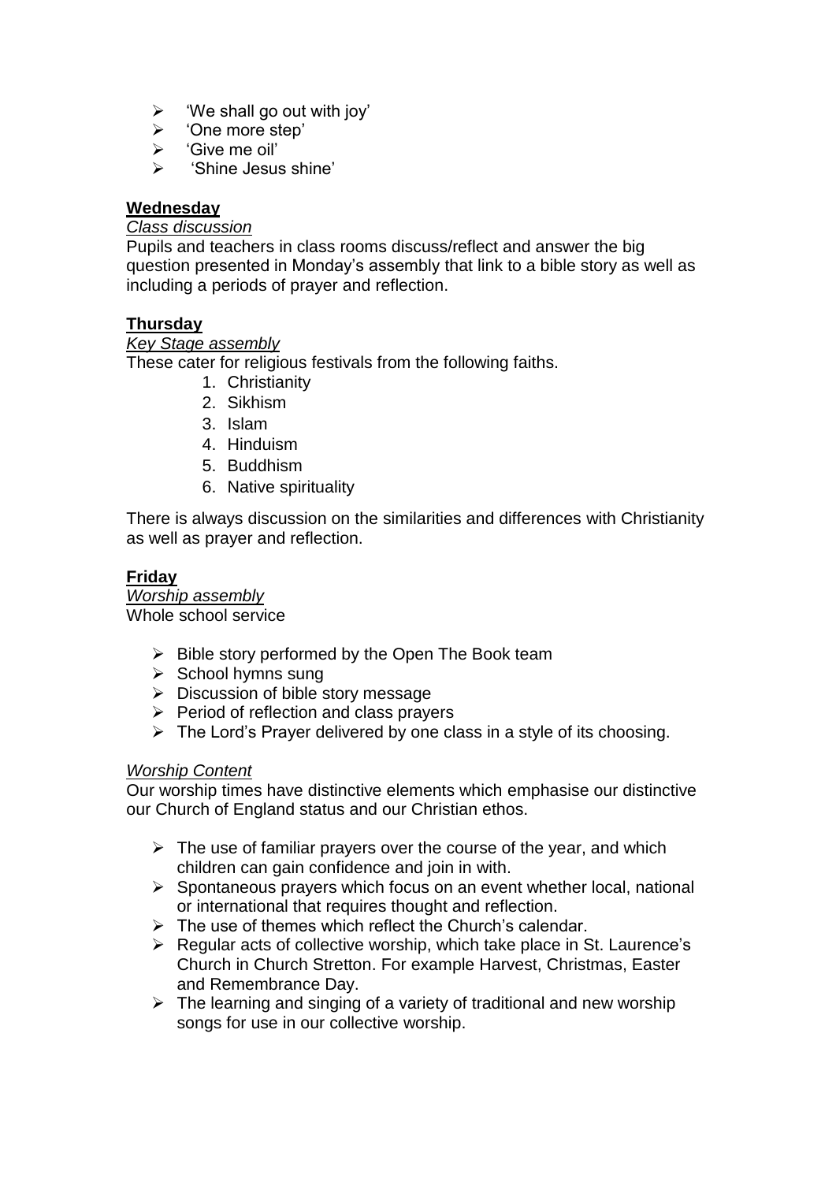- 'We shall go out with joy'
- 'One more step'
- 'Give me oil'
- 'Shine Jesus shine'

**Wednesday**

*Class discussion*

Pupils and teachers in class rooms discuss/reflect and answer the big question presented in Monday's assembly that link to a bible story as well as including a periods of prayer and reflection.

**Thursday**

*Key Stage assembly*

These cater for religious festivals from the following faiths.

1. Christianity
2. Sikhism
3. Islam
4. Hinduism
5. Buddhism
6. Native spirituality

There is always discussion on the similarities and differences with Christianity as well as prayer and reflection.

**Friday**

*Worship assembly*

Whole school service

- Bible story performed by the Open The Book team
- School hymns sung
- Discussion of bible story message
- Period of reflection and class prayers
- The Lord's Prayer delivered by one class in a style of its choosing.

*Worship Content*

Our worship times have distinctive elements which emphasise our distinctive our Church of England status and our Christian ethos.

- The use of familiar prayers over the course of the year, and which children can gain confidence and join in with.
- Spontaneous prayers which focus on an event whether local, national or international that requires thought and reflection.
- The use of themes which reflect the Church's calendar.
- Regular acts of collective worship, which take place in St. Laurence's Church in Church Stretton. For example Harvest, Christmas, Easter and Remembrance Day.
- The learning and singing of a variety of traditional and new worship songs for use in our collective worship.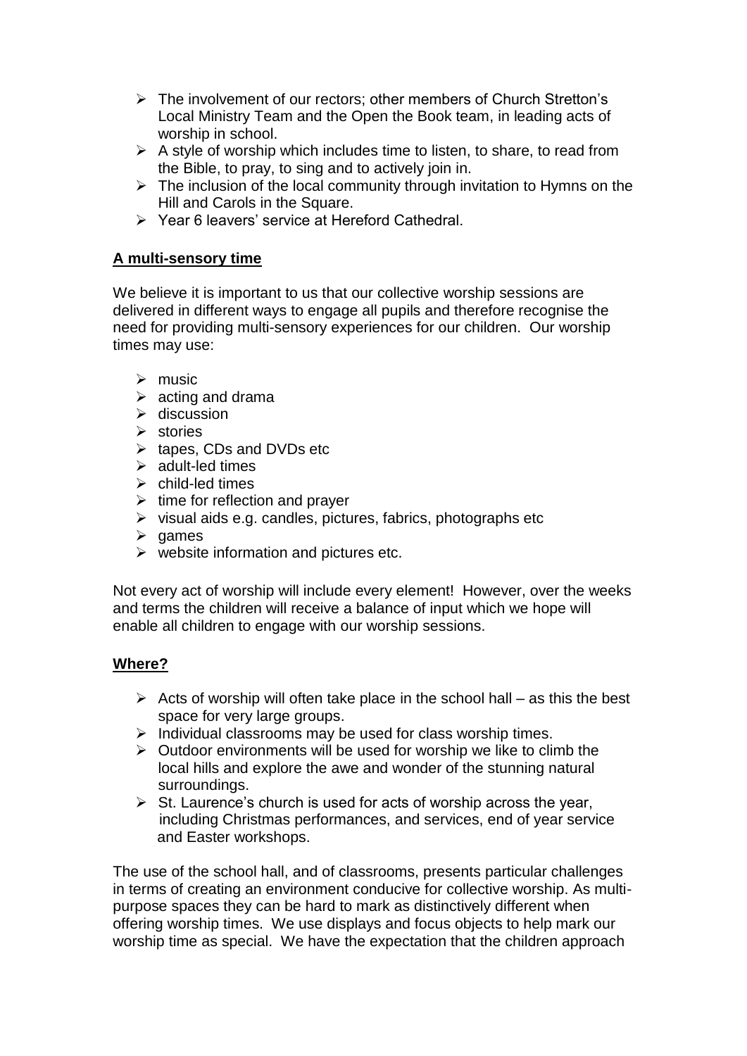- The involvement of our rectors; other members of Church Stretton's Local Ministry Team and the Open the Book team, in leading acts of worship in school.
- A style of worship which includes time to listen, to share, to read from the Bible, to pray, to sing and to actively join in.
- The inclusion of the local community through invitation to Hymns on the Hill and Carols in the Square.
- Year 6 leavers' service at Hereford Cathedral.

**A multi-sensory time**

We believe it is important to us that our collective worship sessions are delivered in different ways to engage all pupils and therefore recognise the need for providing multi-sensory experiences for our children. Our worship times may use:

- music
- acting and drama
- discussion
- stories
- tapes, CDs and DVDs etc
- adult-led times
- child-led times
- time for reflection and prayer
- visual aids e.g. candles, pictures, fabrics, photographs etc
- games
- website information and pictures etc.

Not every act of worship will include every element! However, over the weeks and terms the children will receive a balance of input which we hope will enable all children to engage with our worship sessions.

**Where?**

- Acts of worship will often take place in the school hall – as this the best space for very large groups.
- Individual classrooms may be used for class worship times.
- Outdoor environments will be used for worship we like to climb the local hills and explore the awe and wonder of the stunning natural surroundings.
- St. Laurence's church is used for acts of worship across the year, including Christmas performances, and services, end of year service and Easter workshops.

The use of the school hall, and of classrooms, presents particular challenges in terms of creating an environment conducive for collective worship. As multi-purpose spaces they can be hard to mark as distinctively different when offering worship times. We use displays and focus objects to help mark our worship time as special. We have the expectation that the children approach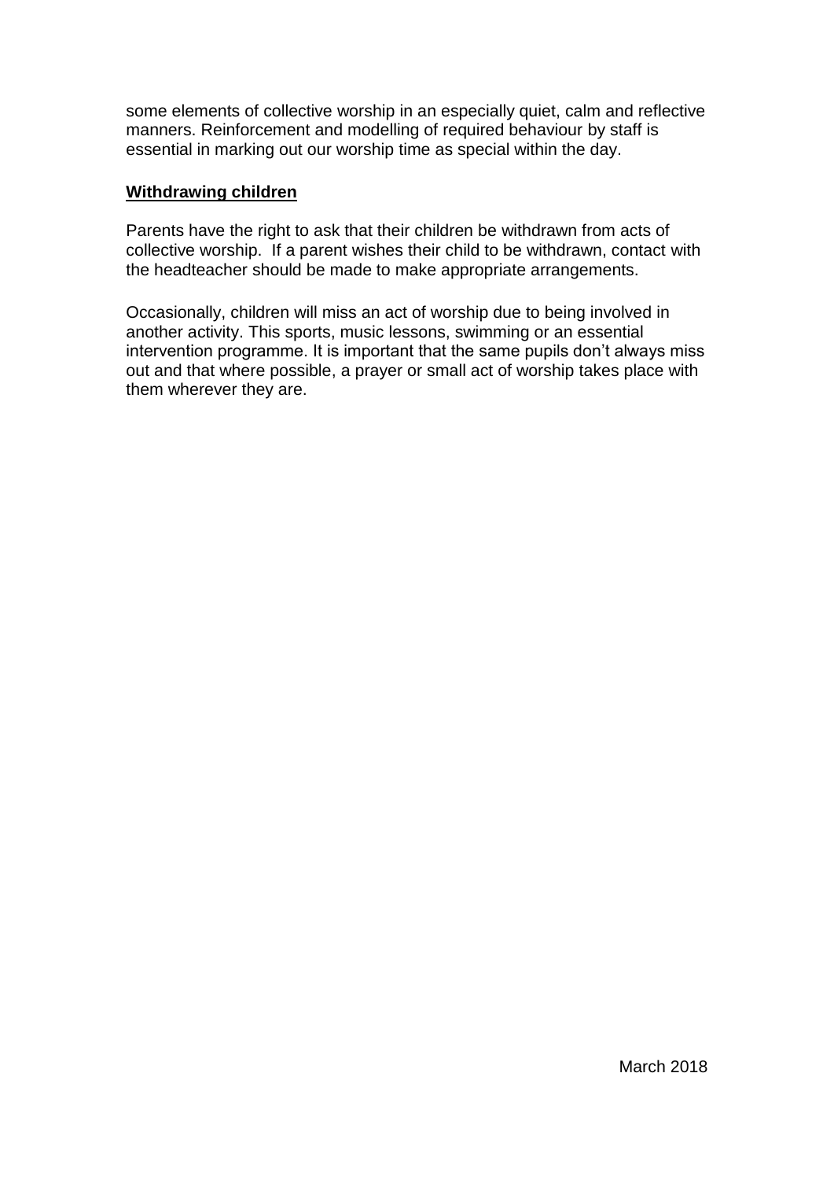some elements of collective worship in an especially quiet, calm and reflective manners. Reinforcement and modelling of required behaviour by staff is essential in marking out our worship time as special within the day.

**Withdrawing children**

Parents have the right to ask that their children be withdrawn from acts of collective worship. If a parent wishes their child to be withdrawn, contact with the headteacher should be made to make appropriate arrangements.

Occasionally, children will miss an act of worship due to being involved in another activity. This sports, music lessons, swimming or an essential intervention programme. It is important that the same pupils don't always miss out and that where possible, a prayer or small act of worship takes place with them wherever they are.

March 2018